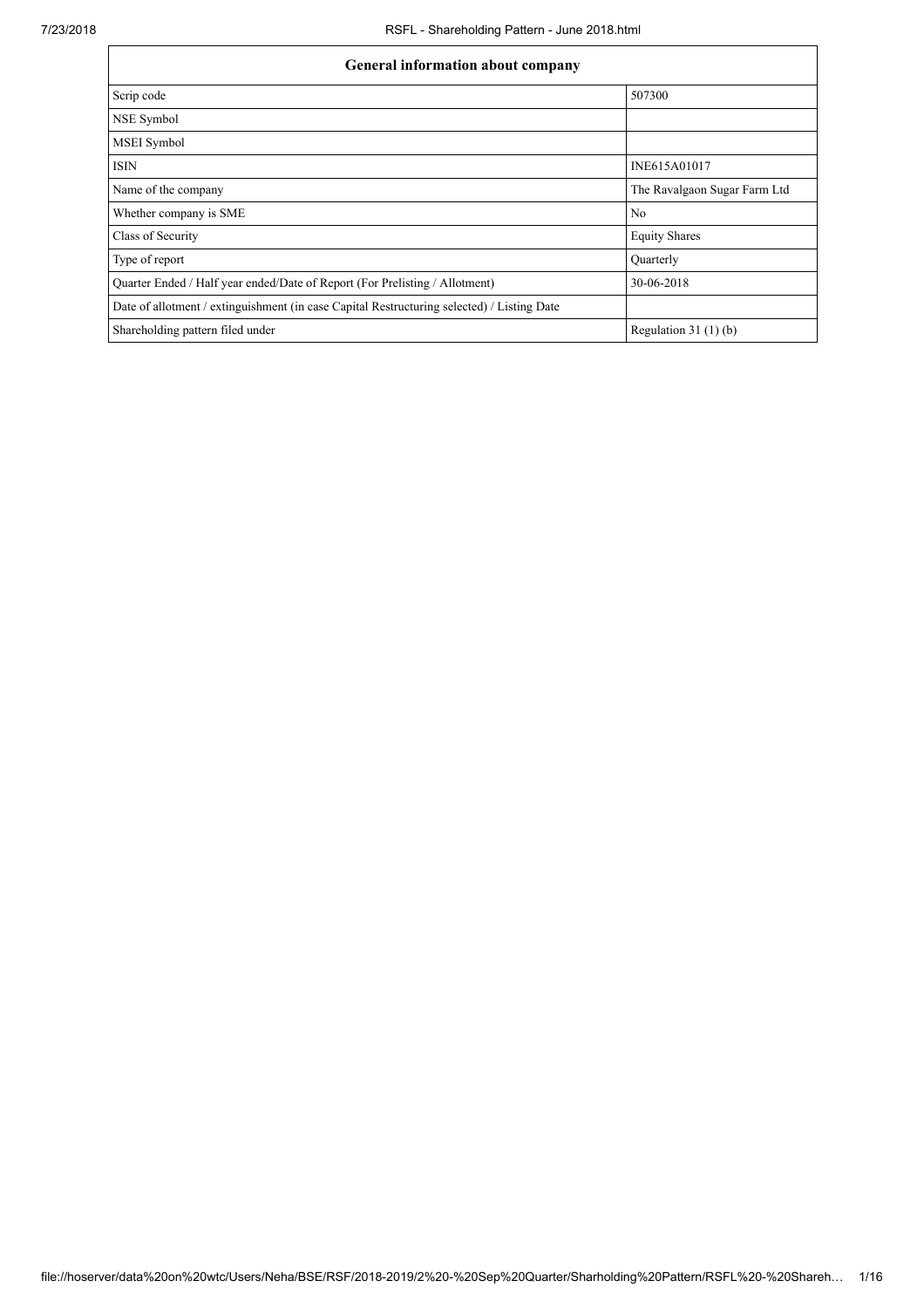| General information about company | |
|---|---|
| Scrip code | 507300 |
| NSE Symbol | |
| MSEI Symbol | |
| ISIN | INE615A01017 |
| Name of the company | The Ravalgaon Sugar Farm Ltd |
| Whether company is SME | No |
| Class of Security | Equity Shares |
| Type of report | Quarterly |
| Quarter Ended / Half year ended/Date of Report (For Prelisting / Allotment) | 30-06-2018 |
| Date of allotment / extinguishment (in case Capital Restructuring selected) / Listing Date | |
| Shareholding pattern filed under | Regulation 31 (1) (b) |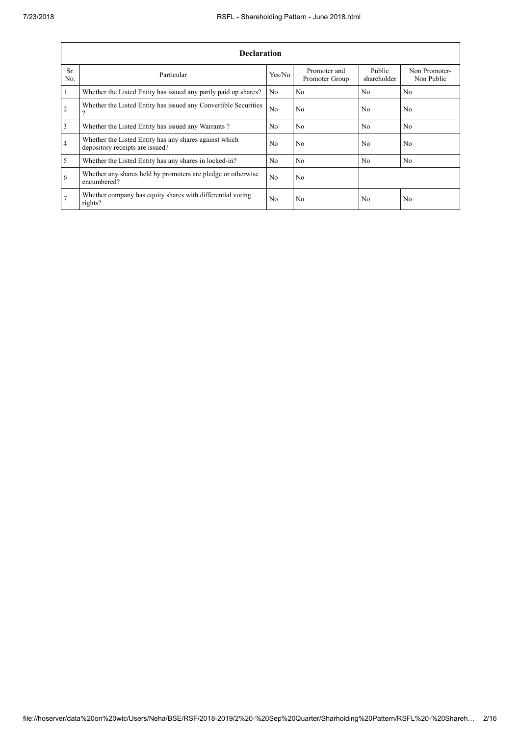| Declaration | | | | | |
|---|---|---|---|---|---|
| Sr. No. | Particular | Yes/No | Promoter and Promoter Group | Public shareholder | Non Promoter- Non Public |
| 1 | Whether the Listed Entity has issued any partly paid up shares? | No | No | No | No |
| 2 | Whether the Listed Entity has issued any Convertible Securities ? | No | No | No | No |
| 3 | Whether the Listed Entity has issued any Warrants ? | No | No | No | No |
| 4 | Whether the Listed Entity has any shares against which depository receipts are issued? | No | No | No | No |
| 5 | Whether the Listed Entity has any shares in locked-in? | No | No | No | No |
| 6 | Whether any shares held by promoters are pledge or otherwise encumbered? | No | No | | |
| 7 | Whether company has equity shares with differential voting rights? | No | No | No | No |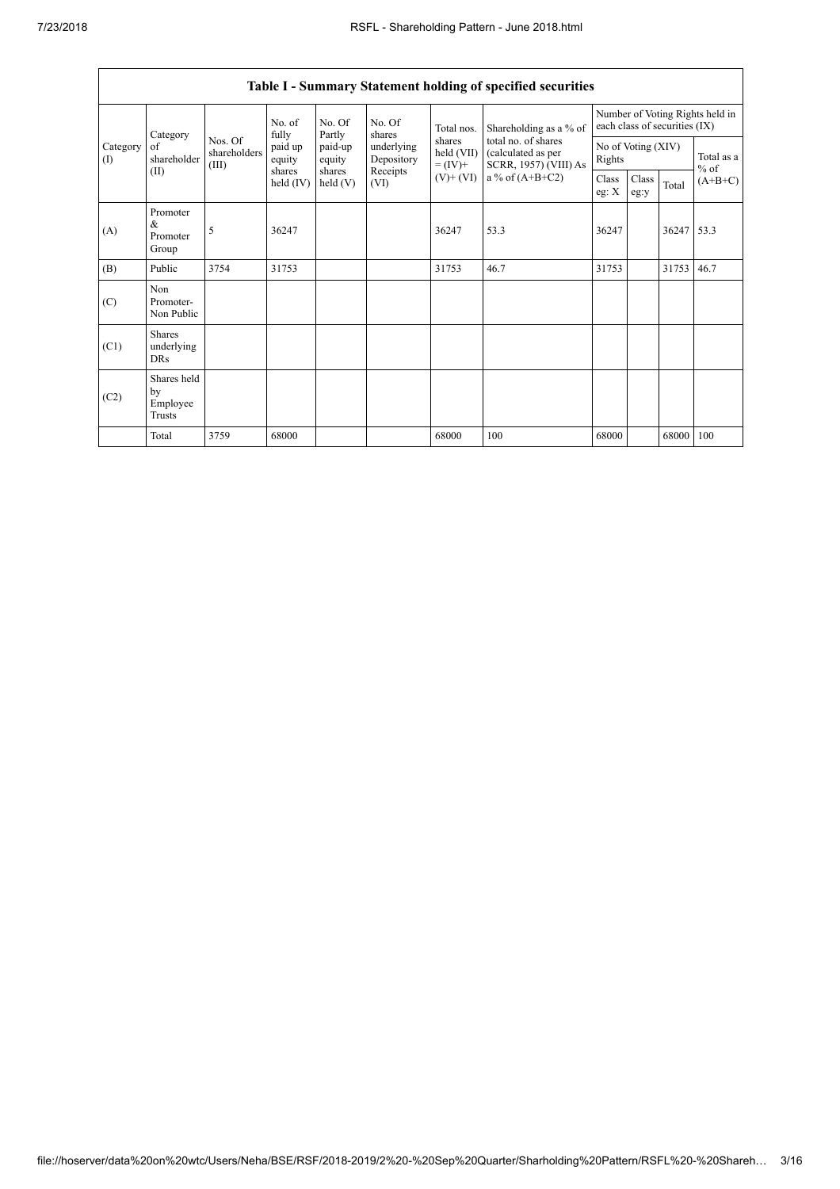| Table I - Summary Statement holding of specified securities | | | | | | | | | | | | |
|---|---|---|---|---|---|---|---|---|---|---|---|---|
| Category (I) | Category of shareholder (II) | Nos. Of shareholders (III) | No. of fully paid up equity shares held (IV) | No. Of Partly paid-up equity shares held (V) | No. Of shares underlying Depository Receipts (VI) | Total nos. shares held (VII) = (IV)+ (V)+ (VI) | Shareholding as a % of total no. of shares (calculated as per SCRR, 1957) (VIII) As a % of (A+B+C2) | Number of Voting Rights held in each class of securities (IX) | | | |
| | | | | | | | | No of Voting (XIV) Rights | | | Total as a % of (A+B+C) |
| | | | | | | | | Class eg: X | Class eg:y | Total | |
| (A) | Promoter & Promoter Group | 5 | 36247 | | | 36247 | 53.3 | 36247 | | 36247 | 53.3 |
| (B) | Public | 3754 | 31753 | | | 31753 | 46.7 | 31753 | | 31753 | 46.7 |
| (C) | Non Promoter- Non Public | | | | | | | | | | |
| (C1) | Shares underlying DRs | | | | | | | | | | |
| (C2) | Shares held by Employee Trusts | | | | | | | | | | |
| | Total | 3759 | 68000 | | | 68000 | 100 | 68000 | | 68000 | 100 |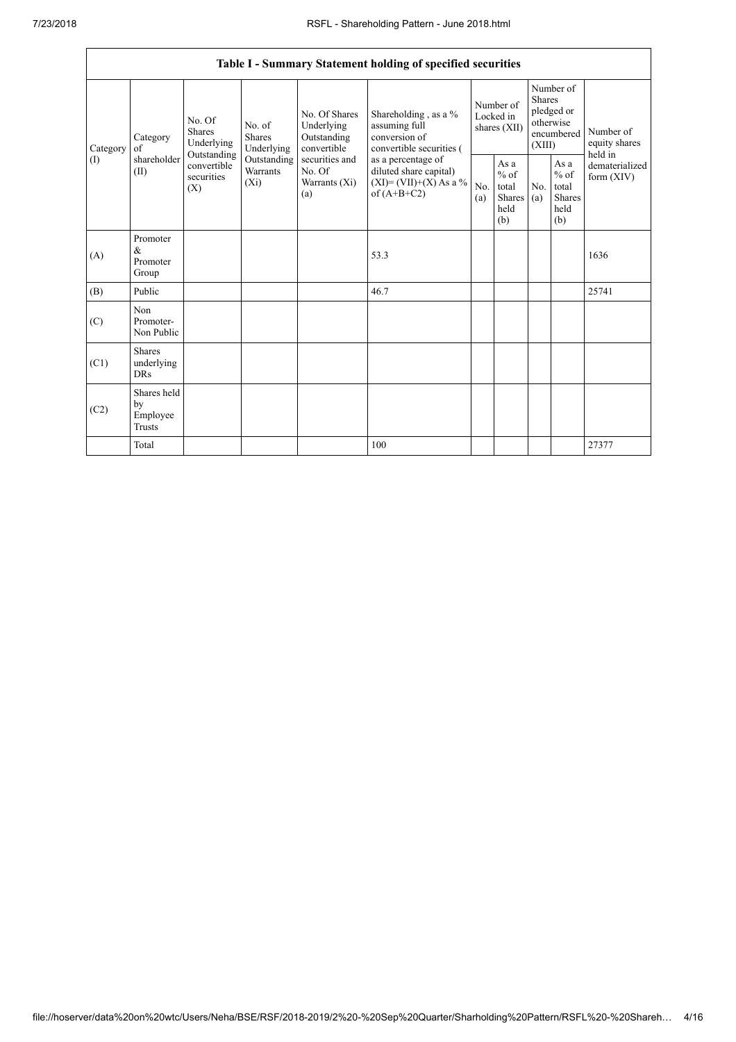| Table I - Summary Statement holding of specified securities | | | | | | | | | | | |
|---|---|---|---|---|---|---|---|---|---|---|---|
| Category (I) | Category of shareholder (II) | No. Of Shares Underlying Outstanding convertible securities (X) | No. of Shares Underlying Outstanding Warrants (Xi) | No. Of Shares Underlying Outstanding convertible securities and No. Of Warrants (Xi) (a) | Shareholding , as a % assuming full conversion of convertible securities ( as a percentage of diluted share capital) (XI)= (VII)+(X) As a % of (A+B+C2) | Number of Locked in shares (XII) | | Number of Shares pledged or otherwise encumbered (XIII) | | Number of equity shares held in dematerialized form (XIV) |
| | | | | | | No. (a) | As a % of total Shares held (b) | No. (a) | As a % of total Shares held (b) | |
| (A) | Promoter & Promoter Group | | | | 53.3 | | | | | 1636 |
| (B) | Public | | | | 46.7 | | | | | 25741 |
| (C) | Non Promoter- Non Public | | | | | | | | | |
| (C1) | Shares underlying DRs | | | | | | | | | |
| (C2) | Shares held by Employee Trusts | | | | | | | | | |
| | Total | | | | 100 | | | | | 27377 |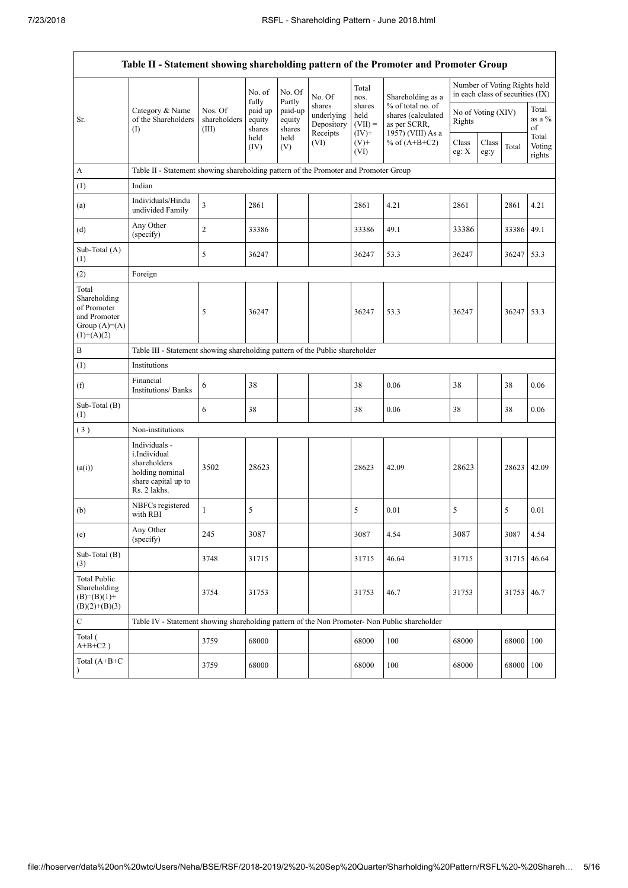| Table II - Statement showing shareholding pattern of the Promoter and Promoter Group | | | | | | | | | | | |
|---|---|---|---|---|---|---|---|---|---|---|---|
| Sr. | Category & Name of the Shareholders (I) | Nos. Of shareholders (III) | No. of fully paid up equity shares held (IV) | No. Of Partly paid-up equity shares held (V) | No. Of shares underlying Depository Receipts (VI) | Total nos. shares held (VII) = (IV)+ (V)+ (VI) | Shareholding as a % of total no. of shares (calculated as per SCRR, 1957) (VIII) As a % of (A+B+C2) | Number of Voting Rights held in each class of securities (IX) | | | |
| | | | | | | | | No of Voting (XIV) Rights | | | Total as a % of Total Voting rights |
| | | | | | | | | Class eg: X | Class eg:y | Total | |
| A | Table II - Statement showing shareholding pattern of the Promoter and Promoter Group | | | | | | | | | | |
| (1) | Indian | | | | | | | | | | |
| (a) | Individuals/Hindu undivided Family | 3 | 2861 | | | 2861 | 4.21 | 2861 | | 2861 | 4.21 |
| (d) | Any Other (specify) | 2 | 33386 | | | 33386 | 49.1 | 33386 | | 33386 | 49.1 |
| Sub-Total (A) (1) | | 5 | 36247 | | | 36247 | 53.3 | 36247 | | 36247 | 53.3 |
| (2) | Foreign | | | | | | | | | | |
| Total Shareholding of Promoter and Promoter Group (A)=(A)(1)+(A)(2) | | 5 | 36247 | | | 36247 | 53.3 | 36247 | | 36247 | 53.3 |
| B | Table III - Statement showing shareholding pattern of the Public shareholder | | | | | | | | | | |
| (1) | Institutions | | | | | | | | | | |
| (f) | Financial Institutions/ Banks | 6 | 38 | | | 38 | 0.06 | 38 | | 38 | 0.06 |
| Sub-Total (B) (1) | | 6 | 38 | | | 38 | 0.06 | 38 | | 38 | 0.06 |
| (3) | Non-institutions | | | | | | | | | | |
| (a(i)) | Individuals - i.Individual shareholders holding nominal share capital up to Rs. 2 lakhs. | 3502 | 28623 | | | 28623 | 42.09 | 28623 | | 28623 | 42.09 |
| (b) | NBFCs registered with RBI | 1 | 5 | | | 5 | 0.01 | 5 | | 5 | 0.01 |
| (e) | Any Other (specify) | 245 | 3087 | | | 3087 | 4.54 | 3087 | | 3087 | 4.54 |
| Sub-Total (B) (3) | | 3748 | 31715 | | | 31715 | 46.64 | 31715 | | 31715 | 46.64 |
| Total Public Shareholding (B)=(B)(1)+(B)(2)+(B)(3) | | 3754 | 31753 | | | 31753 | 46.7 | 31753 | | 31753 | 46.7 |
| C | Table IV - Statement showing shareholding pattern of the Non Promoter- Non Public shareholder | | | | | | | | | | |
| Total ( A+B+C2 ) | | 3759 | 68000 | | | 68000 | 100 | 68000 | | 68000 | 100 |
| Total (A+B+C ) | | 3759 | 68000 | | | 68000 | 100 | 68000 | | 68000 | 100 |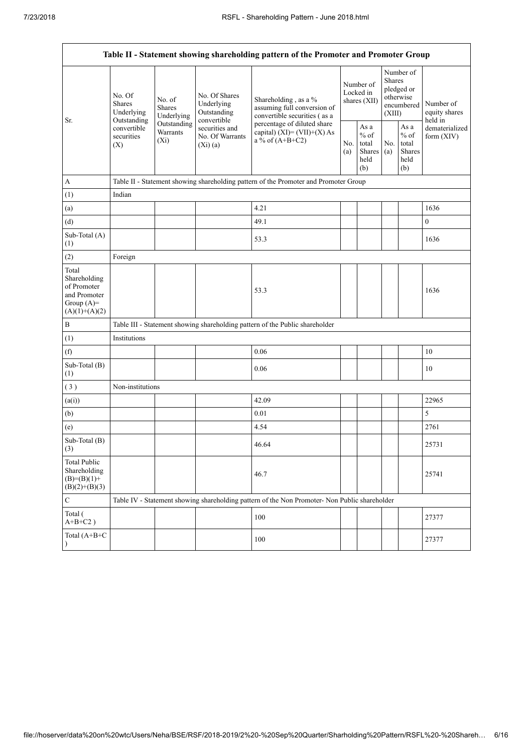| Table II - Statement showing shareholding pattern of the Promoter and Promoter Group | | | | | | | | | |
|---|---|---|---|---|---|---|---|---|---|
| Sr. | No. Of Shares Underlying Outstanding convertible securities (X) | No. of Shares Underlying Outstanding Warrants (Xi) | No. Of Shares Underlying Outstanding convertible securities and No. Of Warrants (Xi) (a) | Shareholding , as a % assuming full conversion of convertible securities ( as a percentage of diluted share capital) (XI)= (VII)+(X) As a % of (A+B+C2) | Number of Locked in shares (XII) | | Number of Shares pledged or otherwise encumbered (XIII) | | Number of equity shares held in dematerialized form (XIV) |
| | | | | | No. (a) | As a % of total Shares held (b) | No. (a) | As a % of total Shares held (b) | |
| A | Table II - Statement showing shareholding pattern of the Promoter and Promoter Group | | | | | | | | |
| (1) | Indian | | | | | | | | |
| (a) | | | | 4.21 | | | | | 1636 |
| (d) | | | | 49.1 | | | | | 0 |
| Sub-Total (A) (1) | | | | 53.3 | | | | | 1636 |
| (2) | Foreign | | | | | | | | |
| Total Shareholding of Promoter and Promoter Group (A)= (A)(1)+(A)(2) | | | | 53.3 | | | | | 1636 |
| B | Table III - Statement showing shareholding pattern of the Public shareholder | | | | | | | | |
| (1) | Institutions | | | | | | | | |
| (f) | | | | 0.06 | | | | | 10 |
| Sub-Total (B) (1) | | | | 0.06 | | | | | 10 |
| (3) | Non-institutions | | | | | | | | |
| (a(i)) | | | | 42.09 | | | | | 22965 |
| (b) | | | | 0.01 | | | | | 5 |
| (e) | | | | 4.54 | | | | | 2761 |
| Sub-Total (B) (3) | | | | 46.64 | | | | | 25731 |
| Total Public Shareholding (B)=(B)(1)+(B)(2)+(B)(3) | | | | 46.7 | | | | | 25741 |
| C | Table IV - Statement showing shareholding pattern of the Non Promoter- Non Public shareholder | | | | | | | | |
| Total ( A+B+C2 ) | | | | 100 | | | | | 27377 |
| Total (A+B+C ) | | | | 100 | | | | | 27377 |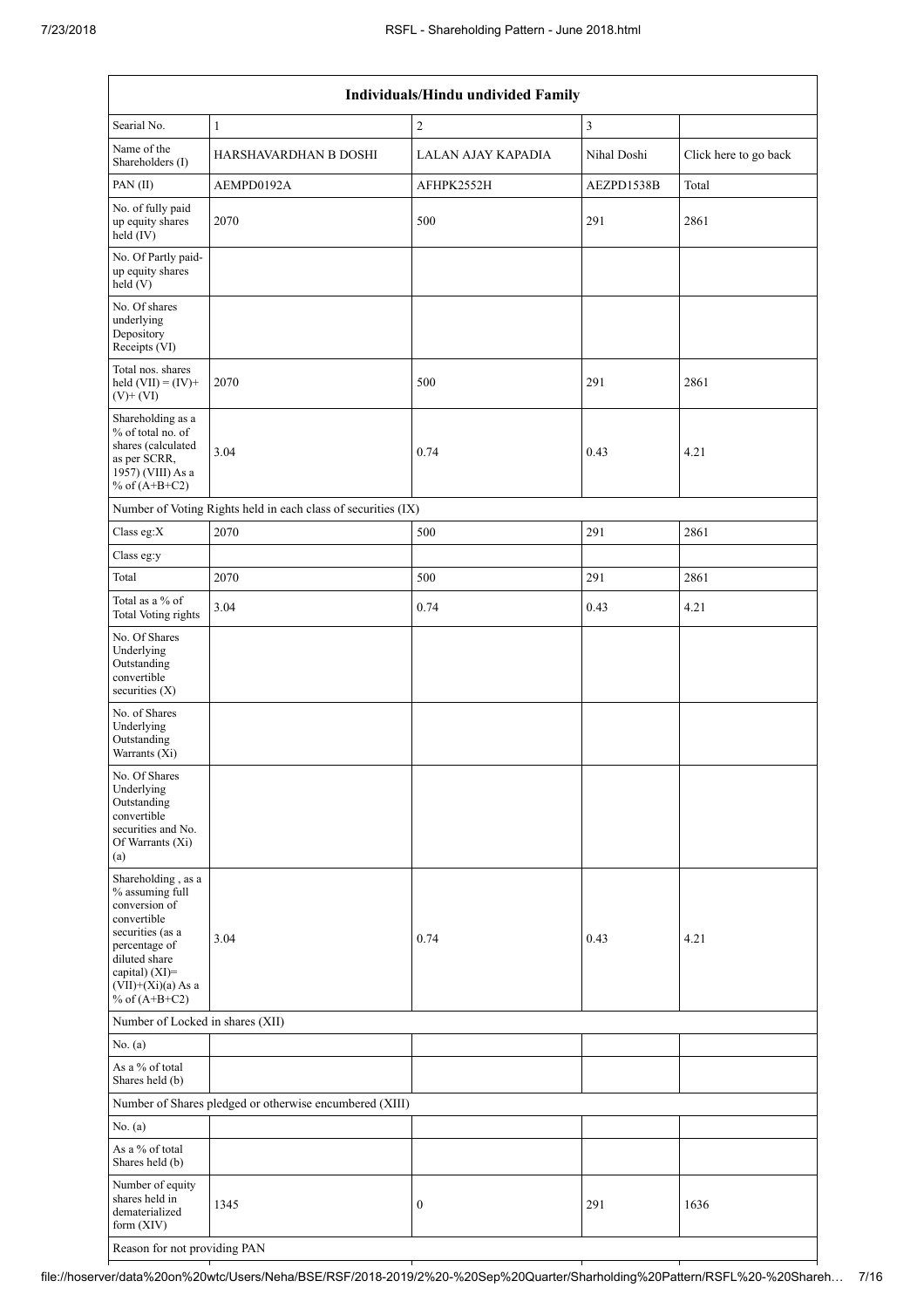| Individuals/Hindu undivided Family | | | | |
|---|---|---|---|---|
| Searial No. | 1 | 2 | 3 | |
| Name of the Shareholders (I) | HARSHAVARDHAN B DOSHI | LALAN AJAY KAPADIA | Nihal Doshi | Click here to go back |
| PAN (II) | AEMPD0192A | AFHPK2552H | AEZPD1538B | Total |
| No. of fully paid up equity shares held (IV) | 2070 | 500 | 291 | 2861 |
| No. Of Partly paid-up equity shares held (V) | | | | |
| No. Of shares underlying Depository Receipts (VI) | | | | |
| Total nos. shares held (VII) = (IV)+(V)+ (VI) | 2070 | 500 | 291 | 2861 |
| Shareholding as a % of total no. of shares (calculated as per SCRR, 1957) (VIII) As a % of (A+B+C2) | 3.04 | 0.74 | 0.43 | 4.21 |
| Number of Voting Rights held in each class of securities (IX) | | | | |
| Class eg:X | 2070 | 500 | 291 | 2861 |
| Class eg:y | | | | |
| Total | 2070 | 500 | 291 | 2861 |
| Total as a % of Total Voting rights | 3.04 | 0.74 | 0.43 | 4.21 |
| No. Of Shares Underlying Outstanding convertible securities (X) | | | | |
| No. of Shares Underlying Outstanding Warrants (Xi) | | | | |
| No. Of Shares Underlying Outstanding convertible securities and No. Of Warrants (Xi) (a) | | | | |
| Shareholding , as a % assuming full conversion of convertible securities (as a percentage of diluted share capital) (XI)= (VII)+(Xi)(a) As a % of (A+B+C2) | 3.04 | 0.74 | 0.43 | 4.21 |
| Number of Locked in shares (XII) | | | | |
| No. (a) | | | | |
| As a % of total Shares held (b) | | | | |
| Number of Shares pledged or otherwise encumbered (XIII) | | | | |
| No. (a) | | | | |
| As a % of total Shares held (b) | | | | |
| Number of equity shares held in dematerialized form (XIV) | 1345 | 0 | 291 | 1636 |
| Reason for not providing PAN | | | | |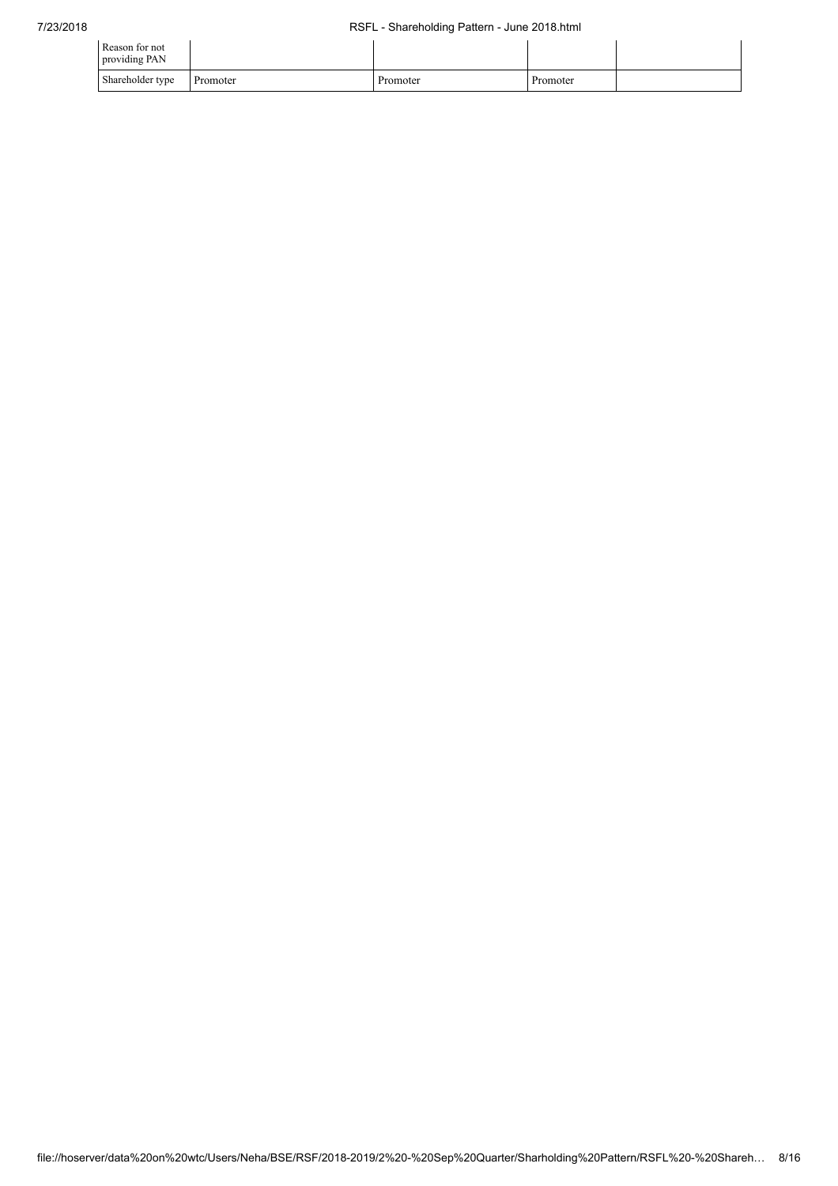| Reason for not providing PAN | | | | |
|---|---|---|---|---|
| Shareholder type | Promoter | Promoter | Promoter | |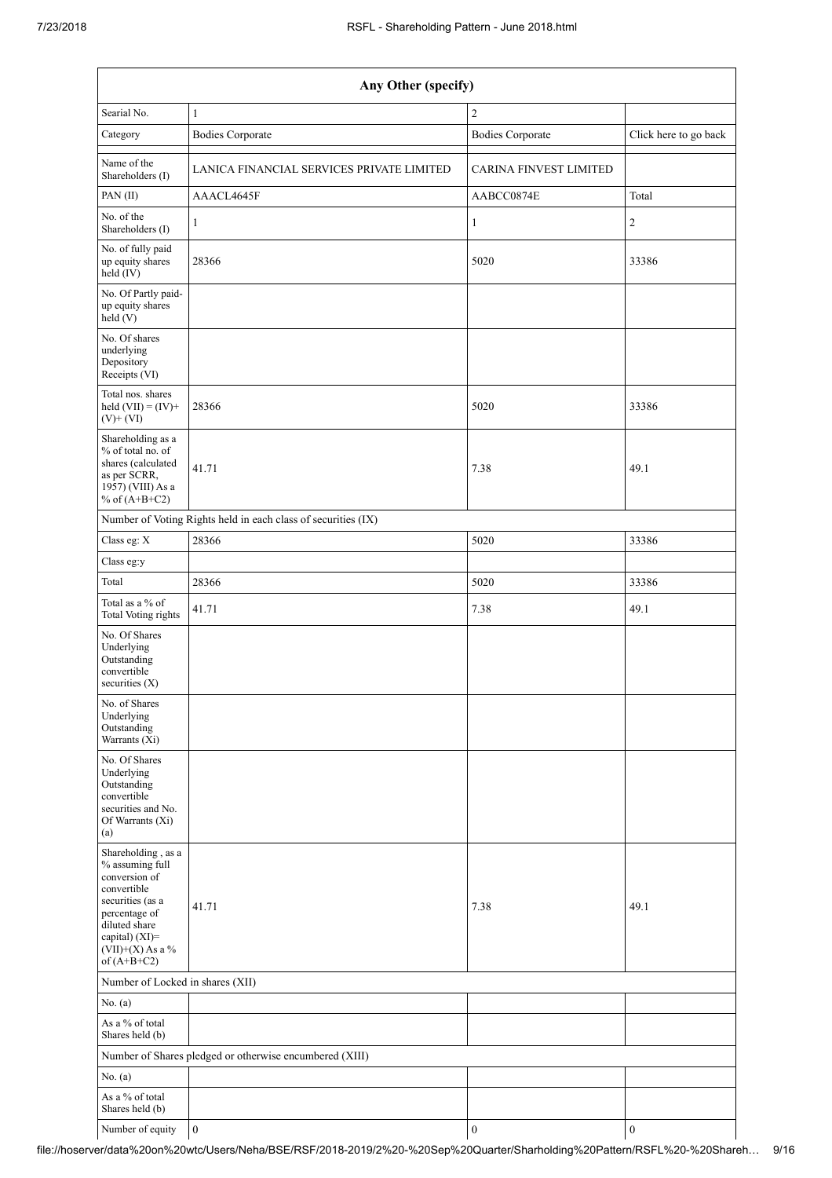| Any Other (specify) | | | |
|---|---|---|---|
| Searial No. | 1 | 2 | |
| Category | Bodies Corporate | Bodies Corporate | Click here to go back |
| Name of the Shareholders (I) | LANICA FINANCIAL SERVICES PRIVATE LIMITED | CARINA FINVEST LIMITED | |
| PAN (II) | AAACL4645F | AABCC0874E | Total |
| No. of the Shareholders (I) | 1 | 1 | 2 |
| No. of fully paid up equity shares held (IV) | 28366 | 5020 | 33386 |
| No. Of Partly paid-up equity shares held (V) | | | |
| No. Of shares underlying Depository Receipts (VI) | | | |
| Total nos. shares held (VII) = (IV)+ (V)+ (VI) | 28366 | 5020 | 33386 |
| Shareholding as a % of total no. of shares (calculated as per SCRR, 1957) (VIII) As a % of (A+B+C2) | 41.71 | 7.38 | 49.1 |
| Number of Voting Rights held in each class of securities (IX) | | | |
| Class eg: X | 28366 | 5020 | 33386 |
| Class eg:y | | | |
| Total | 28366 | 5020 | 33386 |
| Total as a % of Total Voting rights | 41.71 | 7.38 | 49.1 |
| No. Of Shares Underlying Outstanding convertible securities (X) | | | |
| No. of Shares Underlying Outstanding Warrants (Xi) | | | |
| No. Of Shares Underlying Outstanding convertible securities and No. Of Warrants (Xi) (a) | | | |
| Shareholding , as a % assuming full conversion of convertible securities (as a percentage of diluted share capital) (XI)= (VII)+(X) As a % of (A+B+C2) | 41.71 | 7.38 | 49.1 |
| Number of Locked in shares (XII) | | | |
| No. (a) | | | |
| As a % of total Shares held (b) | | | |
| Number of Shares pledged or otherwise encumbered (XIII) | | | |
| No. (a) | | | |
| As a % of total Shares held (b) | | | |
| Number of equity | 0 | 0 | 0 |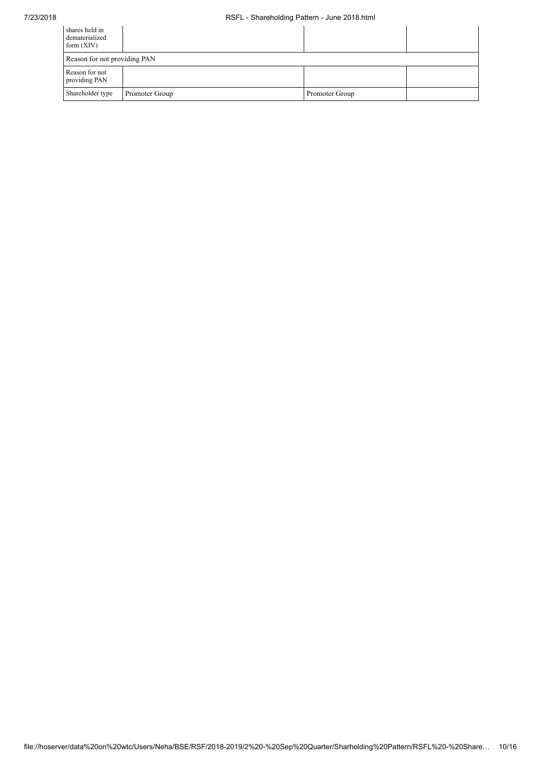| | | | |
|---|---|---|---|
| shares held in dematerialized form (XIV) | | | |
| Reason for not providing PAN | | | |
| Reason for not providing PAN | | | |
| Shareholder type | Promoter Group | Promoter Group | |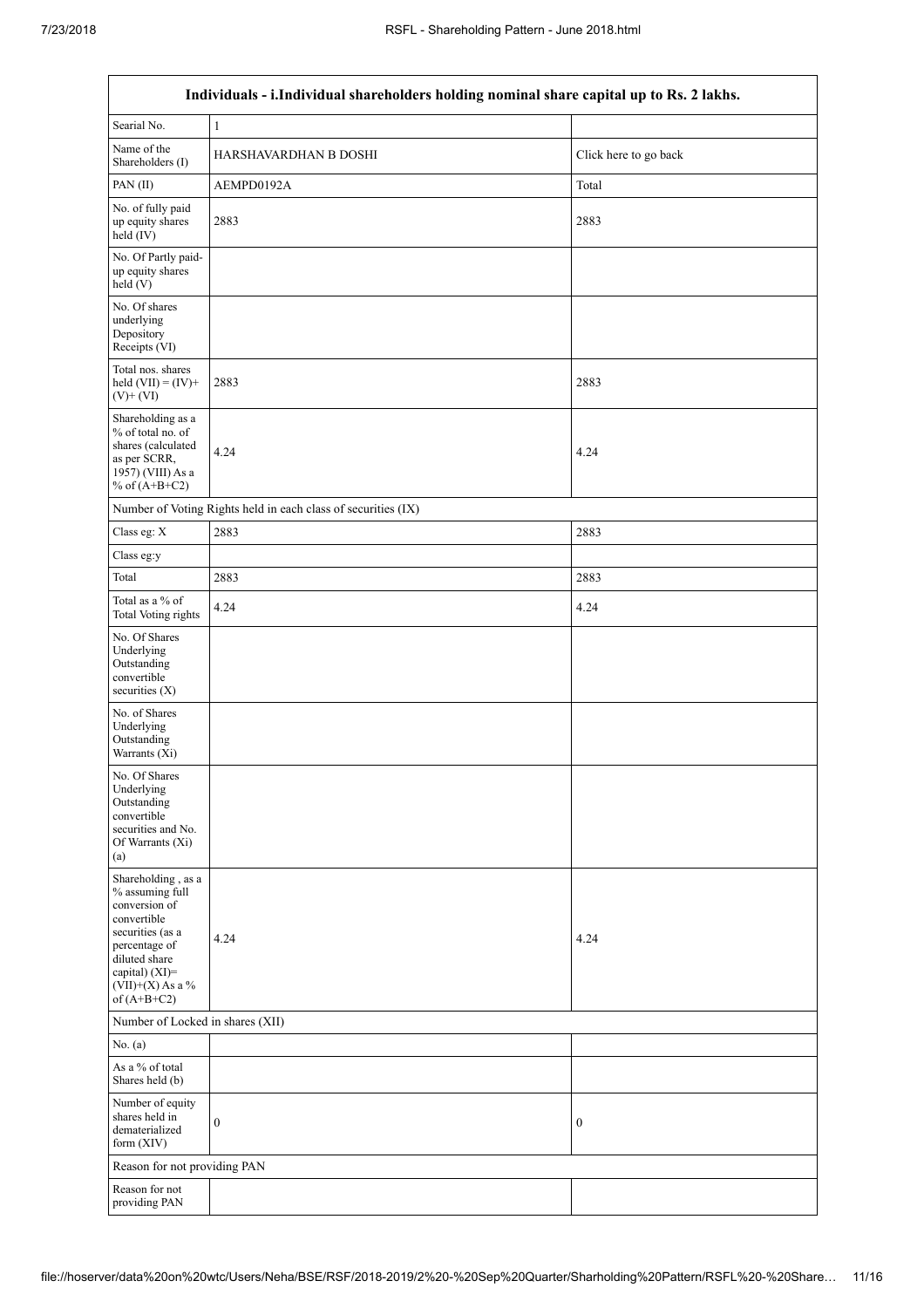| Individuals - i.Individual shareholders holding nominal share capital up to Rs. 2 lakhs. | | |
|---|---|---|
| Searial No. | 1 | |
| Name of the Shareholders (I) | HARSHAVARDHAN B DOSHI | Click here to go back |
| PAN (II) | AEMPD0192A | Total |
| No. of fully paid up equity shares held (IV) | 2883 | 2883 |
| No. Of Partly paid-up equity shares held (V) | | |
| No. Of shares underlying Depository Receipts (VI) | | |
| Total nos. shares held (VII) = (IV)+ (V)+ (VI) | 2883 | 2883 |
| Shareholding as a % of total no. of shares (calculated as per SCRR, 1957) (VIII) As a % of (A+B+C2) | 4.24 | 4.24 |
| Number of Voting Rights held in each class of securities (IX) | | |
| Class eg: X | 2883 | 2883 |
| Class eg:y | | |
| Total | 2883 | 2883 |
| Total as a % of Total Voting rights | 4.24 | 4.24 |
| No. Of Shares Underlying Outstanding convertible securities (X) | | |
| No. of Shares Underlying Outstanding Warrants (Xi) | | |
| No. Of Shares Underlying Outstanding convertible securities and No. Of Warrants (Xi) (a) | | |
| Shareholding , as a % assuming full conversion of convertible securities (as a percentage of diluted share capital) (XI)= (VII)+(X) As a % of (A+B+C2) | 4.24 | 4.24 |
| Number of Locked in shares (XII) | | |
| No. (a) | | |
| As a % of total Shares held (b) | | |
| Number of equity shares held in dematerialized form (XIV) | 0 | 0 |
| Reason for not providing PAN | | |
| Reason for not providing PAN | | |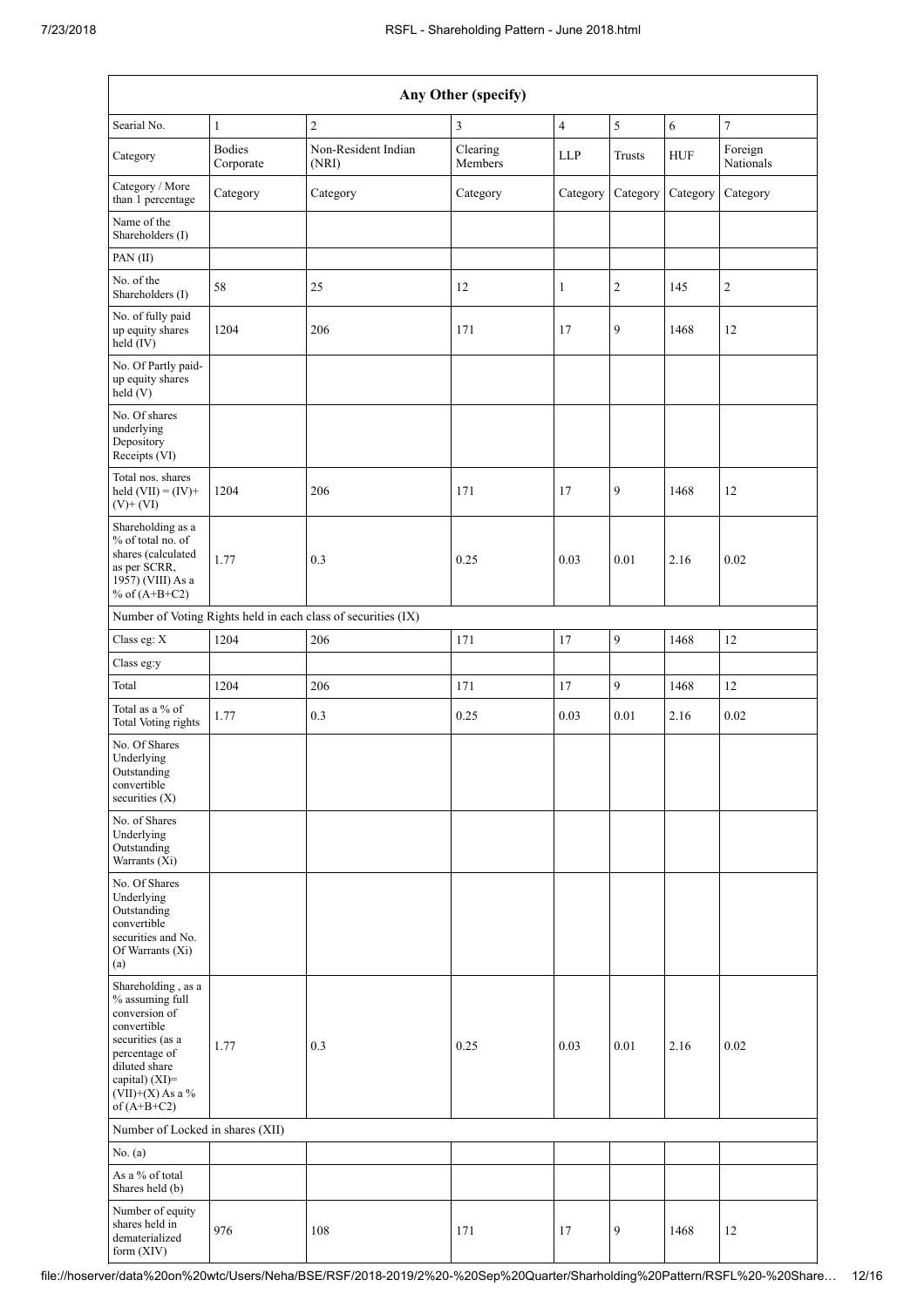| Any Other (specify) | | | | | | | |
|---|---|---|---|---|---|---|---|
| Searial No. | 1 | 2 | 3 | 4 | 5 | 6 | 7 |
| Category | Bodies Corporate | Non-Resident Indian (NRI) | Clearing Members | LLP | Trusts | HUF | Foreign Nationals |
| Category / More than 1 percentage | Category | Category | Category | Category | Category | Category | Category |
| Name of the Shareholders (I) | | | | | | | |
| PAN (II) | | | | | | | |
| No. of the Shareholders (I) | 58 | 25 | 12 | 1 | 2 | 145 | 2 |
| No. of fully paid up equity shares held (IV) | 1204 | 206 | 171 | 17 | 9 | 1468 | 12 |
| No. Of Partly paid-up equity shares held (V) | | | | | | | |
| No. Of shares underlying Depository Receipts (VI) | | | | | | | |
| Total nos. shares held (VII) = (IV)+ (V)+ (VI) | 1204 | 206 | 171 | 17 | 9 | 1468 | 12 |
| Shareholding as a % of total no. of shares (calculated as per SCRR, 1957) (VIII) As a % of (A+B+C2) | 1.77 | 0.3 | 0.25 | 0.03 | 0.01 | 2.16 | 0.02 |
| Number of Voting Rights held in each class of securities (IX) | | | | | | | |
| Class eg: X | 1204 | 206 | 171 | 17 | 9 | 1468 | 12 |
| Class eg:y | | | | | | | |
| Total | 1204 | 206 | 171 | 17 | 9 | 1468 | 12 |
| Total as a % of Total Voting rights | 1.77 | 0.3 | 0.25 | 0.03 | 0.01 | 2.16 | 0.02 |
| No. Of Shares Underlying Outstanding convertible securities (X) | | | | | | | |
| No. of Shares Underlying Outstanding Warrants (Xi) | | | | | | | |
| No. Of Shares Underlying Outstanding convertible securities and No. Of Warrants (Xi) (a) | | | | | | | |
| Shareholding , as a % assuming full conversion of convertible securities (as a percentage of diluted share capital) (XI)= (VII)+(X) As a % of (A+B+C2) | 1.77 | 0.3 | 0.25 | 0.03 | 0.01 | 2.16 | 0.02 |
| Number of Locked in shares (XII) | | | | | | | |
| No. (a) | | | | | | | |
| As a % of total Shares held (b) | | | | | | | |
| Number of equity shares held in dematerialized form (XIV) | 976 | 108 | 171 | 17 | 9 | 1468 | 12 |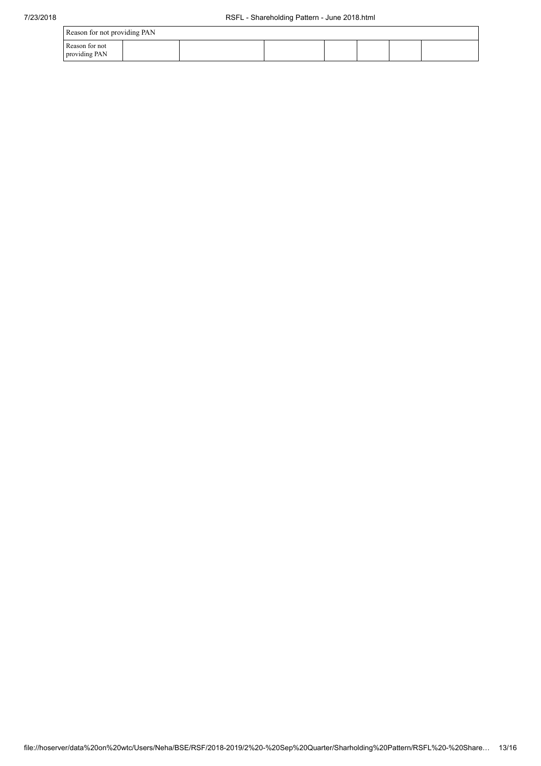| Reason for not providing PAN | | | | | | | |
|---|---|---|---|---|---|---|---|
| Reason for not providing PAN | | | | | | | |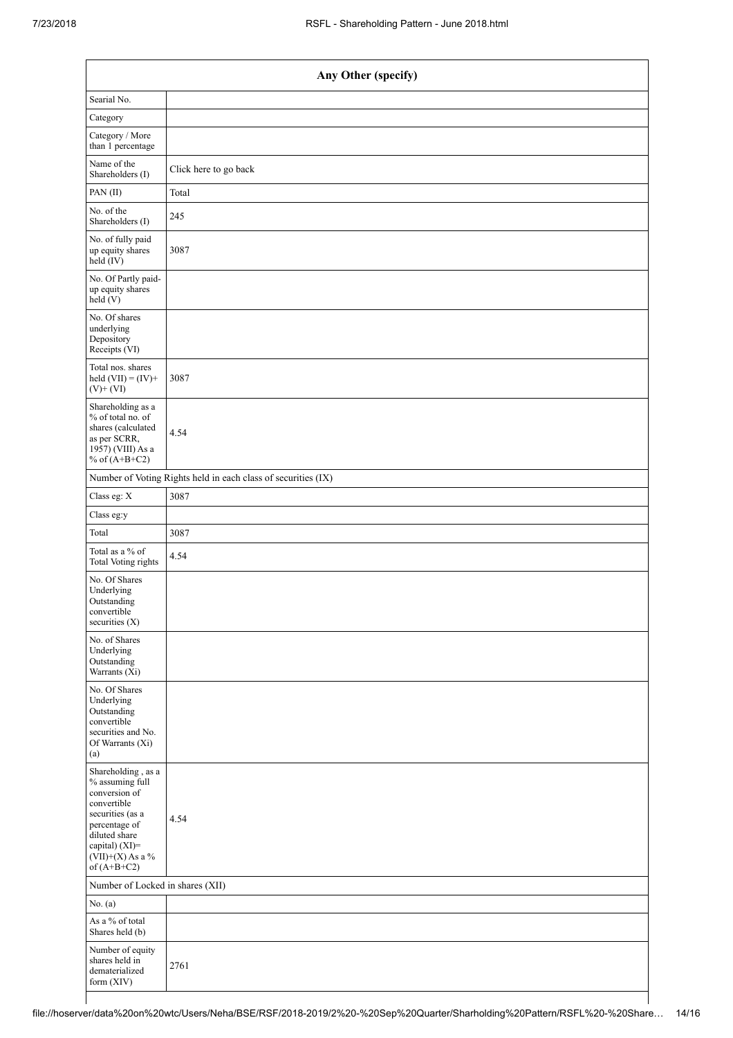| Any Other (specify) | |
|---|---|
| Searial No. | |
| Category | |
| Category / More than 1 percentage | |
| Name of the Shareholders (I) | Click here to go back |
| PAN (II) | Total |
| No. of the Shareholders (I) | 245 |
| No. of fully paid up equity shares held (IV) | 3087 |
| No. Of Partly paid-up equity shares held (V) | |
| No. Of shares underlying Depository Receipts (VI) | |
| Total nos. shares held (VII) = (IV)+ (V)+ (VI) | 3087 |
| Shareholding as a % of total no. of shares (calculated as per SCRR, 1957) (VIII) As a % of (A+B+C2) | 4.54 |
| Number of Voting Rights held in each class of securities (IX) | |
| Class eg: X | 3087 |
| Class eg:y | |
| Total | 3087 |
| Total as a % of Total Voting rights | 4.54 |
| No. Of Shares Underlying Outstanding convertible securities (X) | |
| No. of Shares Underlying Outstanding Warrants (Xi) | |
| No. Of Shares Underlying Outstanding convertible securities and No. Of Warrants (Xi) (a) | |
| Shareholding , as a % assuming full conversion of convertible securities (as a percentage of diluted share capital) (XI)= (VII)+(X) As a % of (A+B+C2) | 4.54 |
| Number of Locked in shares (XII) | |
| No. (a) | |
| As a % of total Shares held (b) | |
| Number of equity shares held in dematerialized form (XIV) | 2761 |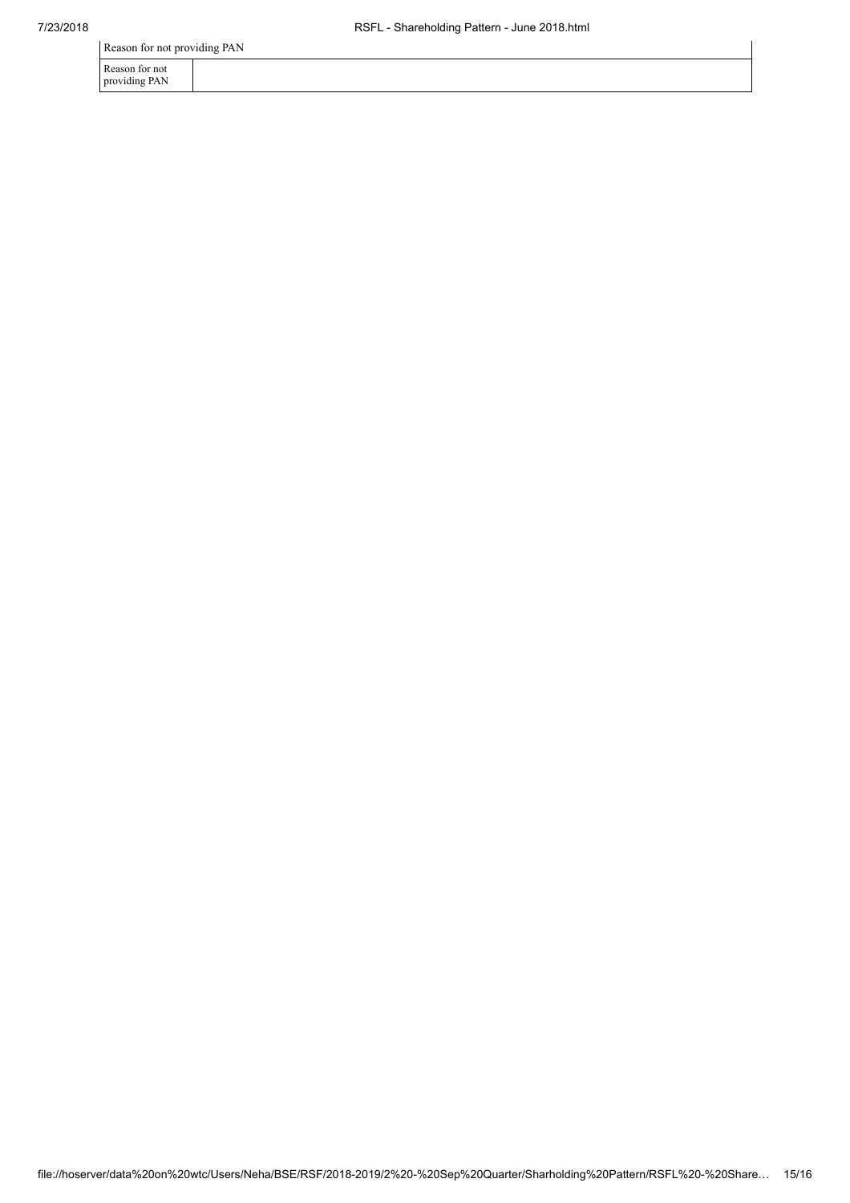| Reason for not providing PAN | |
|---|---|
| Reason for not providing PAN | |